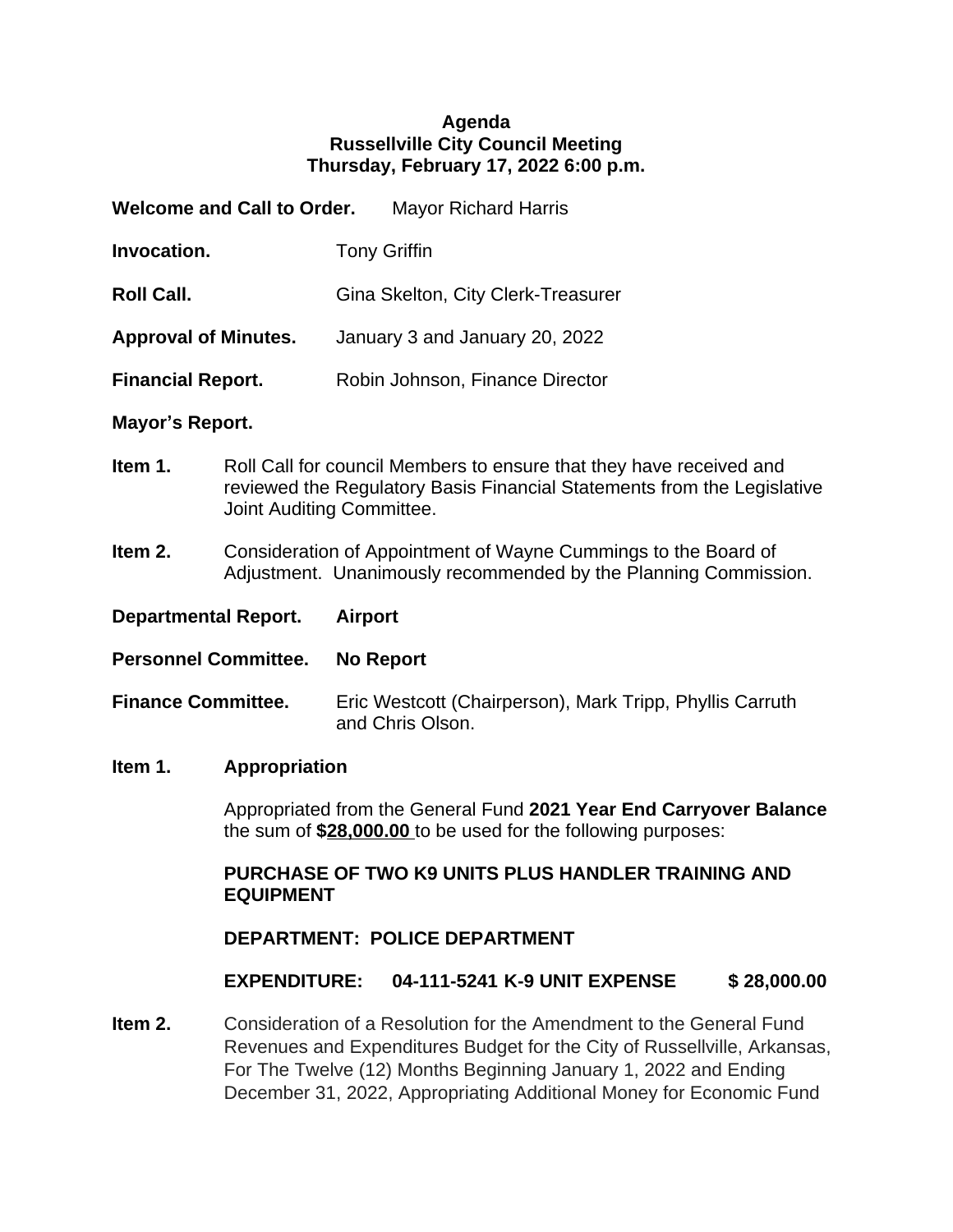**Agenda**
**Russellville City Council Meeting**
**Thursday, February 17, 2022 6:00 p.m.**

**Welcome and Call to Order.** Mayor Richard Harris

**Invocation.** Tony Griffin

**Roll Call.** Gina Skelton, City Clerk-Treasurer

**Approval of Minutes.** January 3 and January 20, 2022

**Financial Report.** Robin Johnson, Finance Director

**Mayor's Report.**

**Item 1.** Roll Call for council Members to ensure that they have received and reviewed the Regulatory Basis Financial Statements from the Legislative Joint Auditing Committee.

**Item 2.** Consideration of Appointment of Wayne Cummings to the Board of Adjustment. Unanimously recommended by the Planning Commission.

**Departmental Report.** **Airport**

**Personnel Committee.** **No Report**

**Finance Committee.** Eric Westcott (Chairperson), Mark Tripp, Phyllis Carruth and Chris Olson.

**Item 1.** **Appropriation**

Appropriated from the General Fund **2021 Year End Carryover Balance** the sum of **$<u>28,000.00</u>** to be used for the following purposes:

**PURCHASE OF TWO K9 UNITS PLUS HANDLER TRAINING AND EQUIPMENT**

**DEPARTMENT: POLICE DEPARTMENT**

**EXPENDITURE: 04-111-5241 K-9 UNIT EXPENSE $ 28,000.00**

**Item 2.** Consideration of a Resolution for the Amendment to the General Fund Revenues and Expenditures Budget for the City of Russellville, Arkansas, For The Twelve (12) Months Beginning January 1, 2022 and Ending December 31, 2022, Appropriating Additional Money for Economic Fund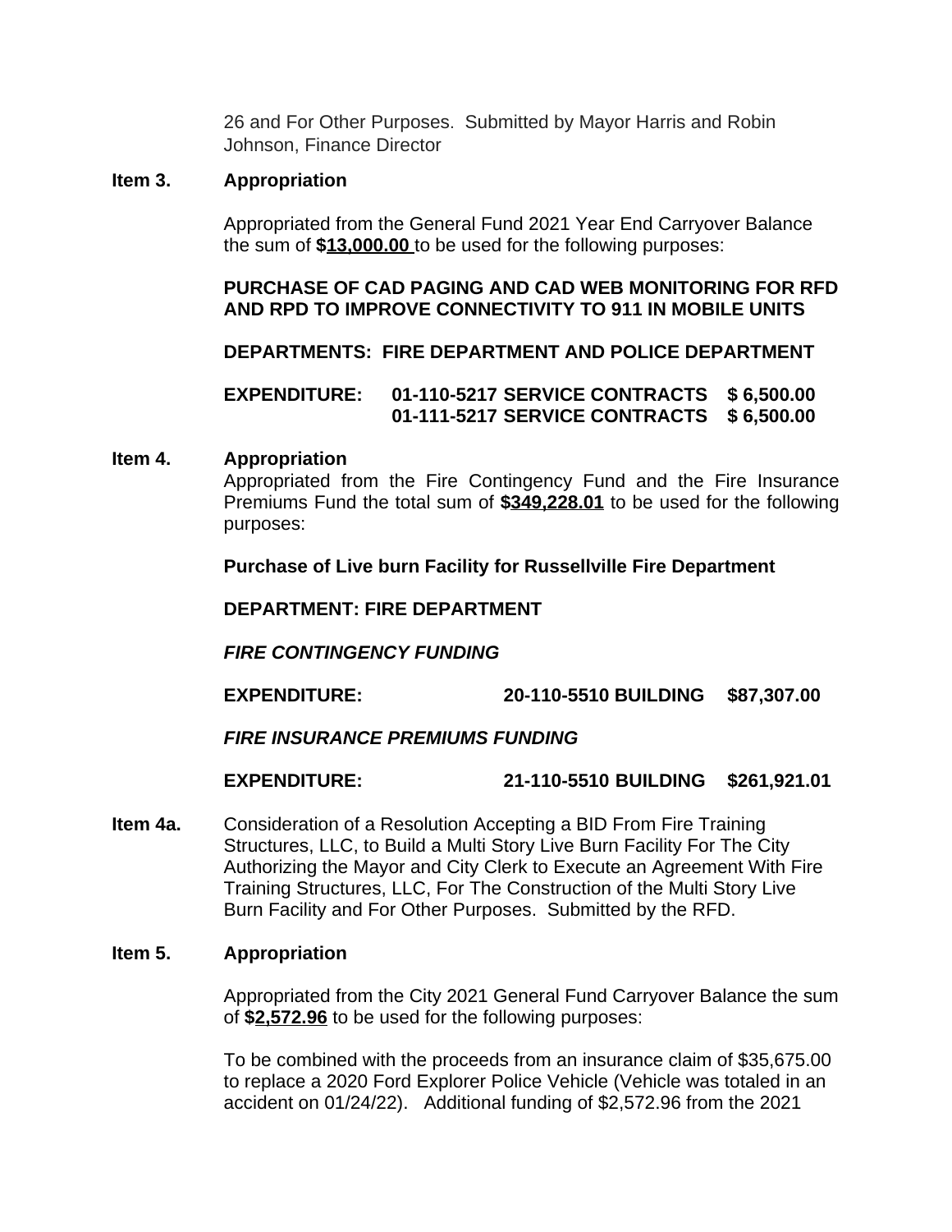26 and For Other Purposes. Submitted by Mayor Harris and Robin Johnson, Finance Director

**Item 3. Appropriation**

Appropriated from the General Fund 2021 Year End Carryover Balance the sum of **$13,000.00** to be used for the following purposes:

**PURCHASE OF CAD PAGING AND CAD WEB MONITORING FOR RFD AND RPD TO IMPROVE CONNECTIVITY TO 911 IN MOBILE UNITS**

**DEPARTMENTS: FIRE DEPARTMENT AND POLICE DEPARTMENT**

**EXPENDITURE: 01-110-5217 SERVICE CONTRACTS $ 6,500.00**
**01-111-5217 SERVICE CONTRACTS $ 6,500.00**

**Item 4. Appropriation**

Appropriated from the Fire Contingency Fund and the Fire Insurance Premiums Fund the total sum of **$349,228.01** to be used for the following purposes:

**Purchase of Live burn Facility for Russellville Fire Department**

**DEPARTMENT: FIRE DEPARTMENT**

***FIRE CONTINGENCY FUNDING***

**EXPENDITURE: 20-110-5510 BUILDING $87,307.00**

***FIRE INSURANCE PREMIUMS FUNDING***

**EXPENDITURE: 21-110-5510 BUILDING $261,921.01**

**Item 4a.** Consideration of a Resolution Accepting a BID From Fire Training Structures, LLC, to Build a Multi Story Live Burn Facility For The City Authorizing the Mayor and City Clerk to Execute an Agreement With Fire Training Structures, LLC, For The Construction of the Multi Story Live Burn Facility and For Other Purposes. Submitted by the RFD.

**Item 5. Appropriation**

Appropriated from the City 2021 General Fund Carryover Balance the sum of **$2,572.96** to be used for the following purposes:

To be combined with the proceeds from an insurance claim of $35,675.00 to replace a 2020 Ford Explorer Police Vehicle (Vehicle was totaled in an accident on 01/24/22). Additional funding of $2,572.96 from the 2021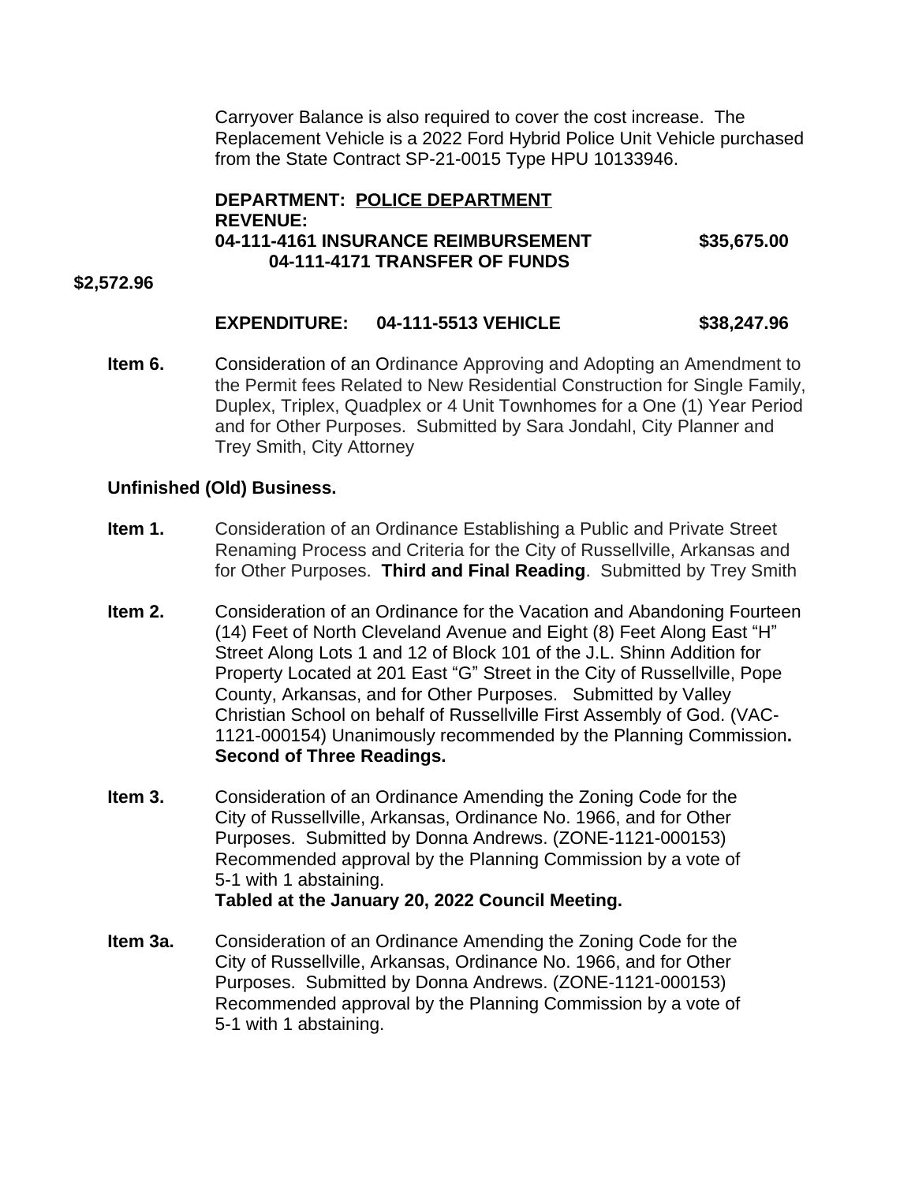Carryover Balance is also required to cover the cost increase. The Replacement Vehicle is a 2022 Ford Hybrid Police Unit Vehicle purchased from the State Contract SP-21-0015 Type HPU 10133946.

**DEPARTMENT: POLICE DEPARTMENT**
**REVENUE:**

| | |
|---|---|
| **04-111-4161 INSURANCE REIMBURSEMENT** | **$35,675.00** |
| **04-111-4171 TRANSFER OF FUNDS** | **$2,572.96** |

| | | |
|---|---|---|
| **EXPENDITURE:** | **04-111-5513 VEHICLE** | **$38,247.96** |

**Item 6.** Consideration of an Ordinance Approving and Adopting an Amendment to the Permit fees Related to New Residential Construction for Single Family, Duplex, Triplex, Quadplex or 4 Unit Townhomes for a One (1) Year Period and for Other Purposes. Submitted by Sara Jondahl, City Planner and Trey Smith, City Attorney

**Unfinished (Old) Business.**

**Item 1.** Consideration of an Ordinance Establishing a Public and Private Street Renaming Process and Criteria for the City of Russellville, Arkansas and for Other Purposes. **Third and Final Reading**. Submitted by Trey Smith

**Item 2.** Consideration of an Ordinance for the Vacation and Abandoning Fourteen (14) Feet of North Cleveland Avenue and Eight (8) Feet Along East "H" Street Along Lots 1 and 12 of Block 101 of the J.L. Shinn Addition for Property Located at 201 East "G" Street in the City of Russellville, Pope County, Arkansas, and for Other Purposes. Submitted by Valley Christian School on behalf of Russellville First Assembly of God. (VAC-1121-000154) Unanimously recommended by the Planning Commission. **Second of Three Readings.**

**Item 3.** Consideration of an Ordinance Amending the Zoning Code for the City of Russellville, Arkansas, Ordinance No. 1966, and for Other Purposes. Submitted by Donna Andrews. (ZONE-1121-000153) Recommended approval by the Planning Commission by a vote of 5-1 with 1 abstaining.
**Tabled at the January 20, 2022 Council Meeting.**

**Item 3a.** Consideration of an Ordinance Amending the Zoning Code for the City of Russellville, Arkansas, Ordinance No. 1966, and for Other Purposes. Submitted by Donna Andrews. (ZONE-1121-000153) Recommended approval by the Planning Commission by a vote of 5-1 with 1 abstaining.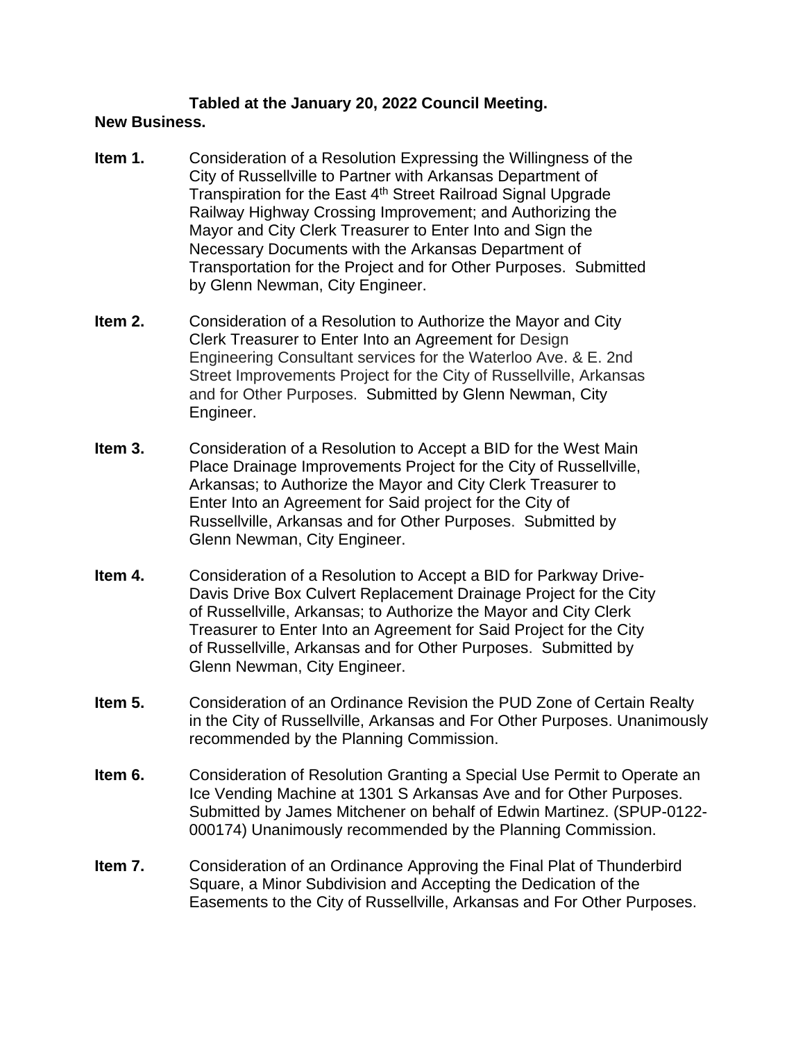**Tabled at the January 20, 2022 Council Meeting.**

**New Business.**

**Item 1.** Consideration of a Resolution Expressing the Willingness of the City of Russellville to Partner with Arkansas Department of Transpiration for the East 4th Street Railroad Signal Upgrade Railway Highway Crossing Improvement; and Authorizing the Mayor and City Clerk Treasurer to Enter Into and Sign the Necessary Documents with the Arkansas Department of Transportation for the Project and for Other Purposes. Submitted by Glenn Newman, City Engineer.

**Item 2.** Consideration of a Resolution to Authorize the Mayor and City Clerk Treasurer to Enter Into an Agreement for Design Engineering Consultant services for the Waterloo Ave. & E. 2nd Street Improvements Project for the City of Russellville, Arkansas and for Other Purposes. Submitted by Glenn Newman, City Engineer.

**Item 3.** Consideration of a Resolution to Accept a BID for the West Main Place Drainage Improvements Project for the City of Russellville, Arkansas; to Authorize the Mayor and City Clerk Treasurer to Enter Into an Agreement for Said project for the City of Russellville, Arkansas and for Other Purposes. Submitted by Glenn Newman, City Engineer.

**Item 4.** Consideration of a Resolution to Accept a BID for Parkway Drive-Davis Drive Box Culvert Replacement Drainage Project for the City of Russellville, Arkansas; to Authorize the Mayor and City Clerk Treasurer to Enter Into an Agreement for Said Project for the City of Russellville, Arkansas and for Other Purposes. Submitted by Glenn Newman, City Engineer.

**Item 5.** Consideration of an Ordinance Revision the PUD Zone of Certain Realty in the City of Russellville, Arkansas and For Other Purposes. Unanimously recommended by the Planning Commission.

**Item 6.** Consideration of Resolution Granting a Special Use Permit to Operate an Ice Vending Machine at 1301 S Arkansas Ave and for Other Purposes. Submitted by James Mitchener on behalf of Edwin Martinez. (SPUP-0122-000174) Unanimously recommended by the Planning Commission.

**Item 7.** Consideration of an Ordinance Approving the Final Plat of Thunderbird Square, a Minor Subdivision and Accepting the Dedication of the Easements to the City of Russellville, Arkansas and For Other Purposes.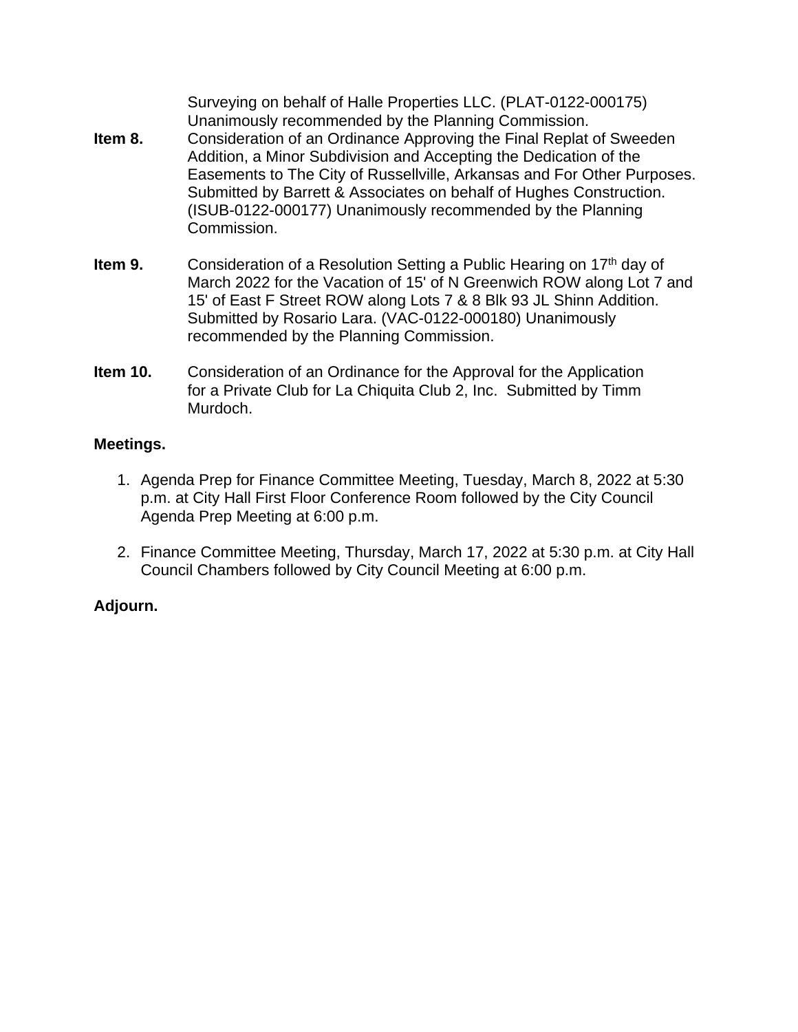Surveying on behalf of Halle Properties LLC. (PLAT-0122-000175) Unanimously recommended by the Planning Commission.

**Item 8.** Consideration of an Ordinance Approving the Final Replat of Sweeden Addition, a Minor Subdivision and Accepting the Dedication of the Easements to The City of Russellville, Arkansas and For Other Purposes. Submitted by Barrett & Associates on behalf of Hughes Construction. (ISUB-0122-000177) Unanimously recommended by the Planning Commission.

**Item 9.** Consideration of a Resolution Setting a Public Hearing on 17th day of March 2022 for the Vacation of 15' of N Greenwich ROW along Lot 7 and 15' of East F Street ROW along Lots 7 & 8 Blk 93 JL Shinn Addition. Submitted by Rosario Lara. (VAC-0122-000180) Unanimously recommended by the Planning Commission.

**Item 10.** Consideration of an Ordinance for the Approval for the Application for a Private Club for La Chiquita Club 2, Inc. Submitted by Timm Murdoch.

**Meetings.**

1. Agenda Prep for Finance Committee Meeting, Tuesday, March 8, 2022 at 5:30 p.m. at City Hall First Floor Conference Room followed by the City Council Agenda Prep Meeting at 6:00 p.m.

2. Finance Committee Meeting, Thursday, March 17, 2022 at 5:30 p.m. at City Hall Council Chambers followed by City Council Meeting at 6:00 p.m.

**Adjourn.**